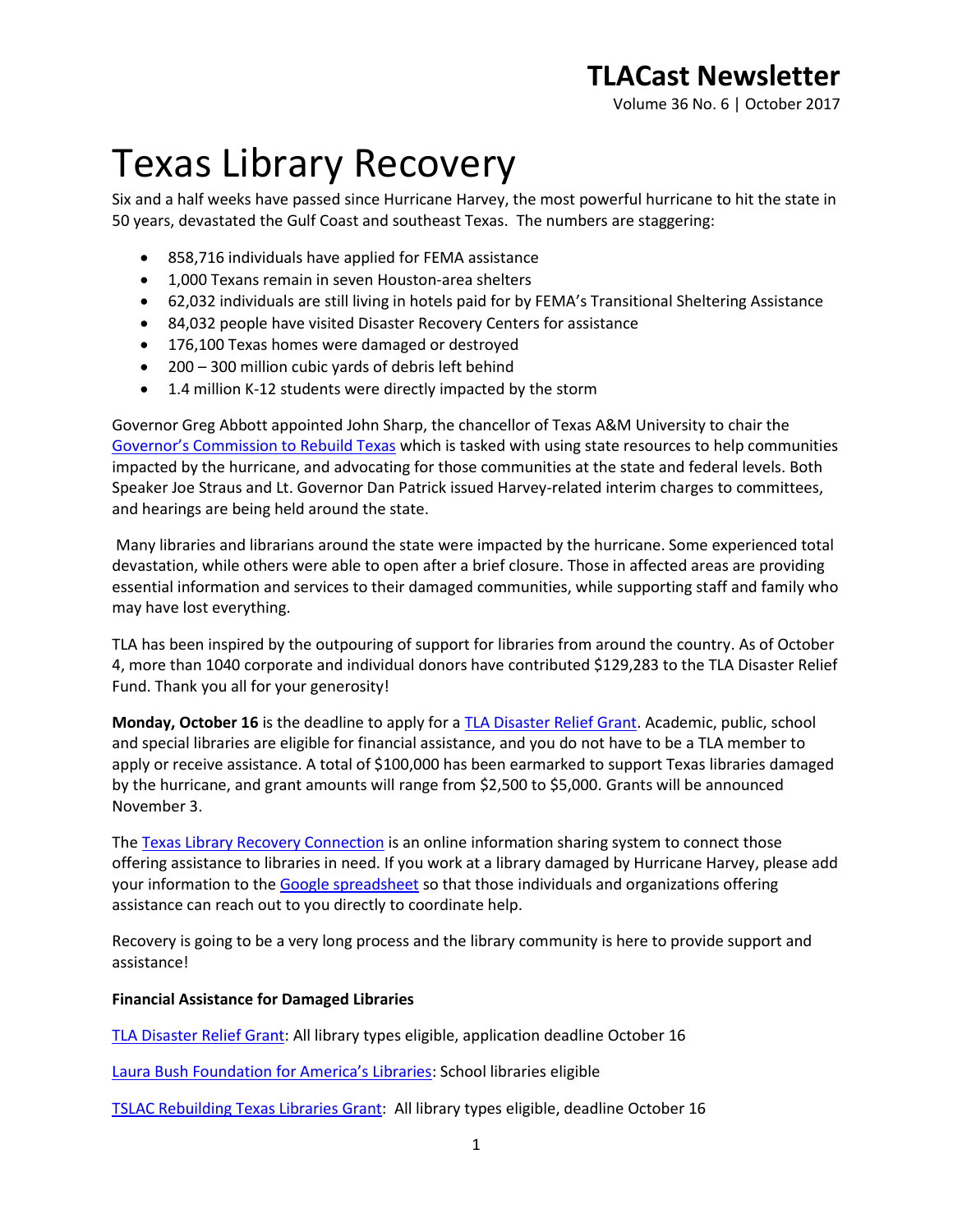# TLACast Newsletter

Volume 36 No. 6 | October 2017

# Texas Library Recovery

Six and a half weeks have passed since Hurricane Harvey, the most powerful hurricane to hit the state in 50 years, devastated the Gulf Coast and southeast Texas. The numbers are staggering:

- 858,716 individuals have applied for FEMA assistance
- 1,000 Texans remain in seven Houston-area shelters
- 62,032 individuals are still living in hotels paid for by FEMA's Transitional Sheltering Assistance
- 84,032 people have visited Disaster Recovery Centers for assistance
- 176,100 Texas homes were damaged or destroyed
- 200 – 300 million cubic yards of debris left behind
- 1.4 million K-12 students were directly impacted by the storm

Governor Greg Abbott appointed John Sharp, the chancellor of Texas A&M University to chair the Governor's Commission to Rebuild Texas which is tasked with using state resources to help communities impacted by the hurricane, and advocating for those communities at the state and federal levels. Both Speaker Joe Straus and Lt. Governor Dan Patrick issued Harvey-related interim charges to committees, and hearings are being held around the state.

Many libraries and librarians around the state were impacted by the hurricane. Some experienced total devastation, while others were able to open after a brief closure. Those in affected areas are providing essential information and services to their damaged communities, while supporting staff and family who may have lost everything.

TLA has been inspired by the outpouring of support for libraries from around the country. As of October 4, more than 1040 corporate and individual donors have contributed $129,283 to the TLA Disaster Relief Fund. Thank you all for your generosity!

**Monday, October 16** is the deadline to apply for a TLA Disaster Relief Grant. Academic, public, school and special libraries are eligible for financial assistance, and you do not have to be a TLA member to apply or receive assistance. A total of $100,000 has been earmarked to support Texas libraries damaged by the hurricane, and grant amounts will range from $2,500 to $5,000. Grants will be announced November 3.

The Texas Library Recovery Connection is an online information sharing system to connect those offering assistance to libraries in need. If you work at a library damaged by Hurricane Harvey, please add your information to the Google spreadsheet so that those individuals and organizations offering assistance can reach out to you directly to coordinate help.

Recovery is going to be a very long process and the library community is here to provide support and assistance!

**Financial Assistance for Damaged Libraries**

TLA Disaster Relief Grant: All library types eligible, application deadline October 16

Laura Bush Foundation for America's Libraries: School libraries eligible

TSLAC Rebuilding Texas Libraries Grant: All library types eligible, deadline October 16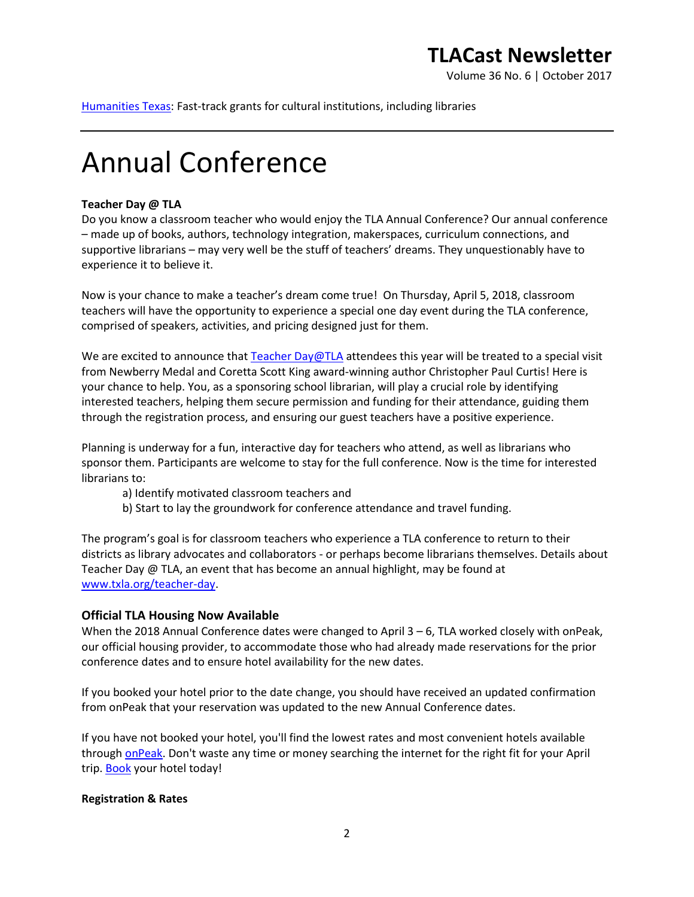[Humanities Texas](#): Fast-track grants for cultural institutions, including libraries

---

# Annual Conference

**Teacher Day @ TLA**

Do you know a classroom teacher who would enjoy the TLA Annual Conference? Our annual conference – made up of books, authors, technology integration, makerspaces, curriculum connections, and supportive librarians – may very well be the stuff of teachers' dreams. They unquestionably have to experience it to believe it.

Now is your chance to make a teacher's dream come true! On Thursday, April 5, 2018, classroom teachers will have the opportunity to experience a special one day event during the TLA conference, comprised of speakers, activities, and pricing designed just for them.

We are excited to announce that [Teacher Day@TLA](#) attendees this year will be treated to a special visit from Newberry Medal and Coretta Scott King award-winning author Christopher Paul Curtis! Here is your chance to help. You, as a sponsoring school librarian, will play a crucial role by identifying interested teachers, helping them secure permission and funding for their attendance, guiding them through the registration process, and ensuring our guest teachers have a positive experience.

Planning is underway for a fun, interactive day for teachers who attend, as well as librarians who sponsor them. Participants are welcome to stay for the full conference. Now is the time for interested librarians to:

a) Identify motivated classroom teachers and
b) Start to lay the groundwork for conference attendance and travel funding.

The program's goal is for classroom teachers who experience a TLA conference to return to their districts as library advocates and collaborators - or perhaps become librarians themselves. Details about Teacher Day @ TLA, an event that has become an annual highlight, may be found at [www.txla.org/teacher-day](#).

### Official TLA Housing Now Available

When the 2018 Annual Conference dates were changed to April 3 – 6, TLA worked closely with onPeak, our official housing provider, to accommodate those who had already made reservations for the prior conference dates and to ensure hotel availability for the new dates.

If you booked your hotel prior to the date change, you should have received an updated confirmation from onPeak that your reservation was updated to the new Annual Conference dates.

If you have not booked your hotel, you'll find the lowest rates and most convenient hotels available through [onPeak](#). Don't waste any time or money searching the internet for the right fit for your April trip. [Book](#) your hotel today!

**Registration & Rates**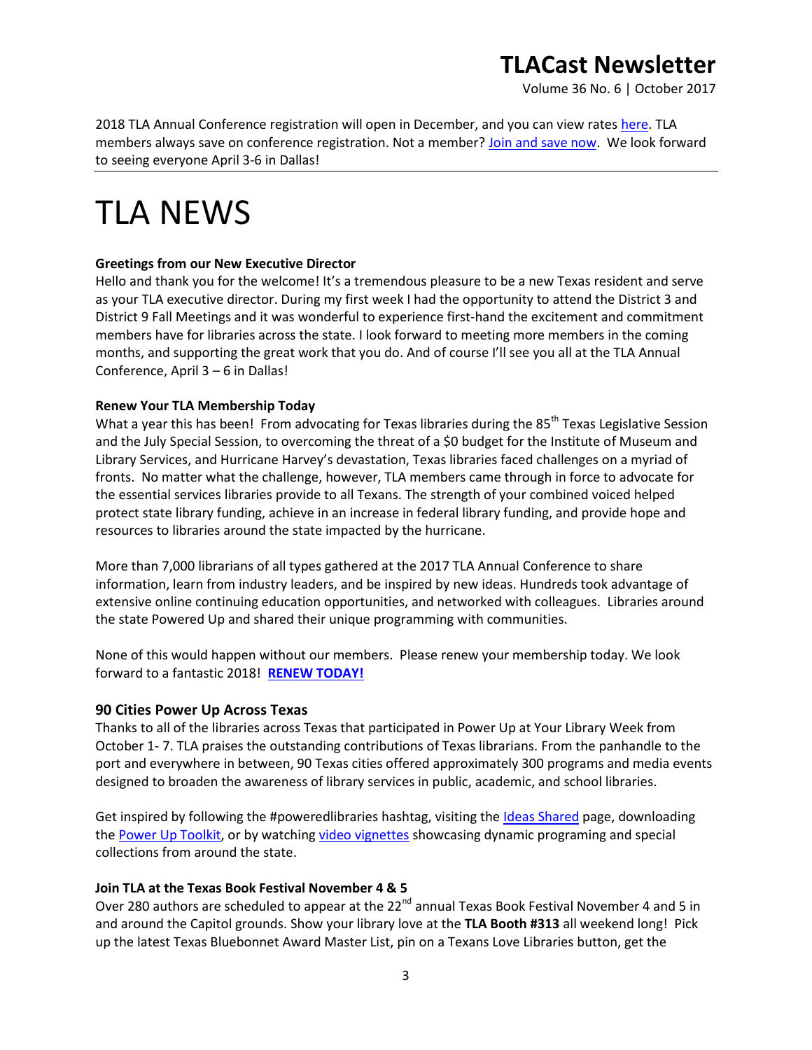# TLACast Newsletter

Volume 36 No. 6 | October 2017

2018 TLA Annual Conference registration will open in December, and you can view rates here. TLA members always save on conference registration. Not a member? Join and save now. We look forward to seeing everyone April 3-6 in Dallas!

# TLA NEWS

**Greetings from our New Executive Director**

Hello and thank you for the welcome! It's a tremendous pleasure to be a new Texas resident and serve as your TLA executive director. During my first week I had the opportunity to attend the District 3 and District 9 Fall Meetings and it was wonderful to experience first-hand the excitement and commitment members have for libraries across the state. I look forward to meeting more members in the coming months, and supporting the great work that you do. And of course I'll see you all at the TLA Annual Conference, April 3 – 6 in Dallas!

**Renew Your TLA Membership Today**

What a year this has been! From advocating for Texas libraries during the 85th Texas Legislative Session and the July Special Session, to overcoming the threat of a $0 budget for the Institute of Museum and Library Services, and Hurricane Harvey's devastation, Texas libraries faced challenges on a myriad of fronts. No matter what the challenge, however, TLA members came through in force to advocate for the essential services libraries provide to all Texans. The strength of your combined voiced helped protect state library funding, achieve in an increase in federal library funding, and provide hope and resources to libraries around the state impacted by the hurricane.

More than 7,000 librarians of all types gathered at the 2017 TLA Annual Conference to share information, learn from industry leaders, and be inspired by new ideas. Hundreds took advantage of extensive online continuing education opportunities, and networked with colleagues. Libraries around the state Powered Up and shared their unique programming with communities.

None of this would happen without our members. Please renew your membership today. We look forward to a fantastic 2018! **RENEW TODAY!**

### 90 Cities Power Up Across Texas

Thanks to all of the libraries across Texas that participated in Power Up at Your Library Week from October 1- 7. TLA praises the outstanding contributions of Texas librarians. From the panhandle to the port and everywhere in between, 90 Texas cities offered approximately 300 programs and media events designed to broaden the awareness of library services in public, academic, and school libraries.

Get inspired by following the #poweredlibraries hashtag, visiting the Ideas Shared page, downloading the Power Up Toolkit, or by watching video vignettes showcasing dynamic programing and special collections from around the state.

**Join TLA at the Texas Book Festival November 4 & 5**

Over 280 authors are scheduled to appear at the 22nd annual Texas Book Festival November 4 and 5 in and around the Capitol grounds. Show your library love at the **TLA Booth #313** all weekend long! Pick up the latest Texas Bluebonnet Award Master List, pin on a Texans Love Libraries button, get the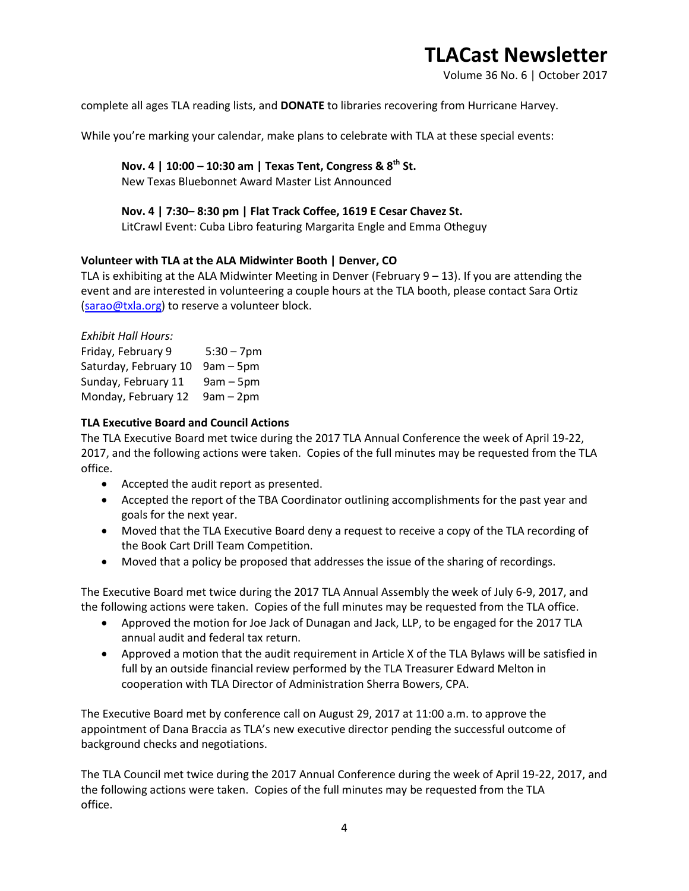complete all ages TLA reading lists, and **DONATE** to libraries recovering from Hurricane Harvey.

While you're marking your calendar, make plans to celebrate with TLA at these special events:

**Nov. 4 | 10:00 – 10:30 am | Texas Tent, Congress & 8th St.**
New Texas Bluebonnet Award Master List Announced

**Nov. 4 | 7:30– 8:30 pm | Flat Track Coffee, 1619 E Cesar Chavez St.**
LitCrawl Event: Cuba Libro featuring Margarita Engle and Emma Otheguy

**Volunteer with TLA at the ALA Midwinter Booth | Denver, CO**

TLA is exhibiting at the ALA Midwinter Meeting in Denver (February 9 – 13). If you are attending the event and are interested in volunteering a couple hours at the TLA booth, please contact Sara Ortiz (sarao@txla.org) to reserve a volunteer block.

*Exhibit Hall Hours:*

| | |
|---|---|
| Friday, February 9 | 5:30 – 7pm |
| Saturday, February 10 | 9am – 5pm |
| Sunday, February 11 | 9am – 5pm |
| Monday, February 12 | 9am – 2pm |

**TLA Executive Board and Council Actions**

The TLA Executive Board met twice during the 2017 TLA Annual Conference the week of April 19-22, 2017, and the following actions were taken. Copies of the full minutes may be requested from the TLA office.

- Accepted the audit report as presented.
- Accepted the report of the TBA Coordinator outlining accomplishments for the past year and goals for the next year.
- Moved that the TLA Executive Board deny a request to receive a copy of the TLA recording of the Book Cart Drill Team Competition.
- Moved that a policy be proposed that addresses the issue of the sharing of recordings.

The Executive Board met twice during the 2017 TLA Annual Assembly the week of July 6-9, 2017, and the following actions were taken. Copies of the full minutes may be requested from the TLA office.

- Approved the motion for Joe Jack of Dunagan and Jack, LLP, to be engaged for the 2017 TLA annual audit and federal tax return.
- Approved a motion that the audit requirement in Article X of the TLA Bylaws will be satisfied in full by an outside financial review performed by the TLA Treasurer Edward Melton in cooperation with TLA Director of Administration Sherra Bowers, CPA.

The Executive Board met by conference call on August 29, 2017 at 11:00 a.m. to approve the appointment of Dana Braccia as TLA's new executive director pending the successful outcome of background checks and negotiations.

The TLA Council met twice during the 2017 Annual Conference during the week of April 19-22, 2017, and the following actions were taken. Copies of the full minutes may be requested from the TLA office.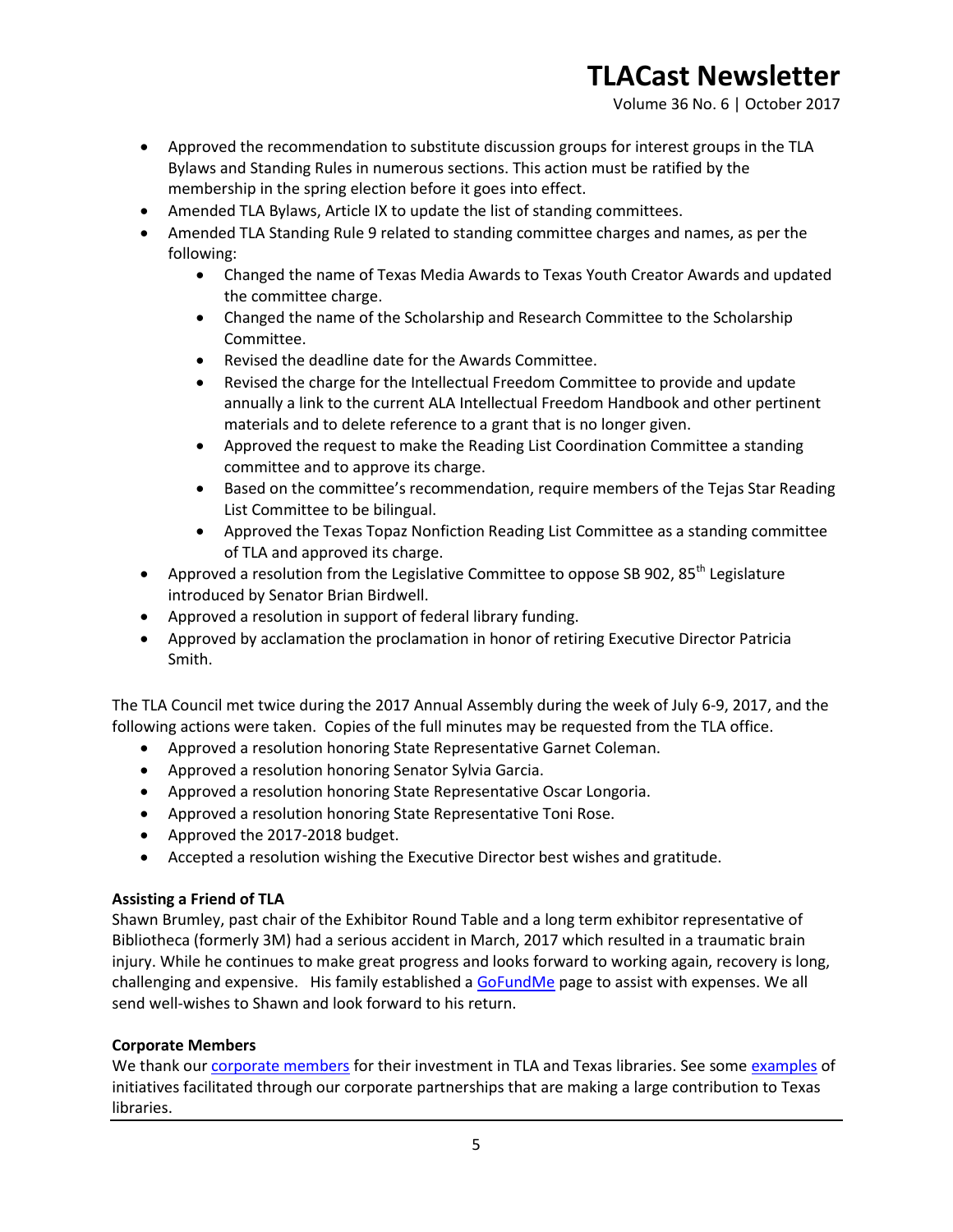- Approved the recommendation to substitute discussion groups for interest groups in the TLA Bylaws and Standing Rules in numerous sections. This action must be ratified by the membership in the spring election before it goes into effect.
- Amended TLA Bylaws, Article IX to update the list of standing committees.
- Amended TLA Standing Rule 9 related to standing committee charges and names, as per the following:
  - Changed the name of Texas Media Awards to Texas Youth Creator Awards and updated the committee charge.
  - Changed the name of the Scholarship and Research Committee to the Scholarship Committee.
  - Revised the deadline date for the Awards Committee.
  - Revised the charge for the Intellectual Freedom Committee to provide and update annually a link to the current ALA Intellectual Freedom Handbook and other pertinent materials and to delete reference to a grant that is no longer given.
  - Approved the request to make the Reading List Coordination Committee a standing committee and to approve its charge.
  - Based on the committee's recommendation, require members of the Tejas Star Reading List Committee to be bilingual.
  - Approved the Texas Topaz Nonfiction Reading List Committee as a standing committee of TLA and approved its charge.
- Approved a resolution from the Legislative Committee to oppose SB 902, 85th Legislature introduced by Senator Brian Birdwell.
- Approved a resolution in support of federal library funding.
- Approved by acclamation the proclamation in honor of retiring Executive Director Patricia Smith.

The TLA Council met twice during the 2017 Annual Assembly during the week of July 6-9, 2017, and the following actions were taken. Copies of the full minutes may be requested from the TLA office.

- Approved a resolution honoring State Representative Garnet Coleman.
- Approved a resolution honoring Senator Sylvia Garcia.
- Approved a resolution honoring State Representative Oscar Longoria.
- Approved a resolution honoring State Representative Toni Rose.
- Approved the 2017-2018 budget.
- Accepted a resolution wishing the Executive Director best wishes and gratitude.

**Assisting a Friend of TLA**

Shawn Brumley, past chair of the Exhibitor Round Table and a long term exhibitor representative of Bibliotheca (formerly 3M) had a serious accident in March, 2017 which resulted in a traumatic brain injury. While he continues to make great progress and looks forward to working again, recovery is long, challenging and expensive. His family established a GoFundMe page to assist with expenses. We all send well-wishes to Shawn and look forward to his return.

**Corporate Members**

We thank our corporate members for their investment in TLA and Texas libraries. See some examples of initiatives facilitated through our corporate partnerships that are making a large contribution to Texas libraries.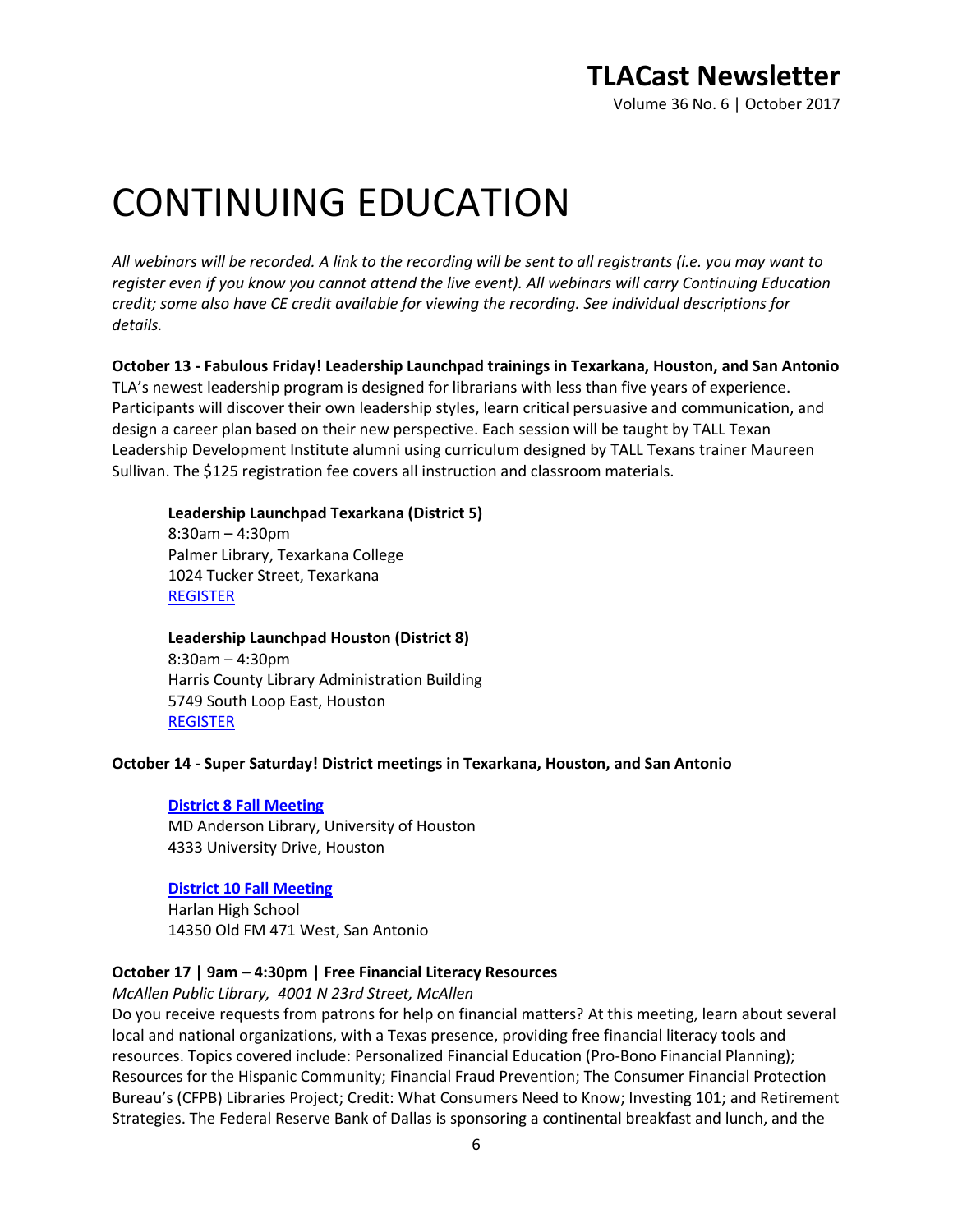# CONTINUING EDUCATION

*All webinars will be recorded. A link to the recording will be sent to all registrants (i.e. you may want to register even if you know you cannot attend the live event). All webinars will carry Continuing Education credit; some also have CE credit available for viewing the recording. See individual descriptions for details.*

**October 13 - Fabulous Friday! Leadership Launchpad trainings in Texarkana, Houston, and San Antonio**

TLA's newest leadership program is designed for librarians with less than five years of experience. Participants will discover their own leadership styles, learn critical persuasive and communication, and design a career plan based on their new perspective. Each session will be taught by TALL Texan Leadership Development Institute alumni using curriculum designed by TALL Texans trainer Maureen Sullivan. The $125 registration fee covers all instruction and classroom materials.

**Leadership Launchpad Texarkana (District 5)**
8:30am – 4:30pm
Palmer Library, Texarkana College
1024 Tucker Street, Texarkana
REGISTER

**Leadership Launchpad Houston (District 8)**
8:30am – 4:30pm
Harris County Library Administration Building
5749 South Loop East, Houston
REGISTER

**October 14 - Super Saturday! District meetings in Texarkana, Houston, and San Antonio**

**District 8 Fall Meeting**
MD Anderson Library, University of Houston
4333 University Drive, Houston

**District 10 Fall Meeting**
Harlan High School
14350 Old FM 471 West, San Antonio

**October 17 | 9am – 4:30pm | Free Financial Literacy Resources**

*McAllen Public Library, 4001 N 23rd Street, McAllen*

Do you receive requests from patrons for help on financial matters? At this meeting, learn about several local and national organizations, with a Texas presence, providing free financial literacy tools and resources. Topics covered include: Personalized Financial Education (Pro-Bono Financial Planning); Resources for the Hispanic Community; Financial Fraud Prevention; The Consumer Financial Protection Bureau's (CFPB) Libraries Project; Credit: What Consumers Need to Know; Investing 101; and Retirement Strategies. The Federal Reserve Bank of Dallas is sponsoring a continental breakfast and lunch, and the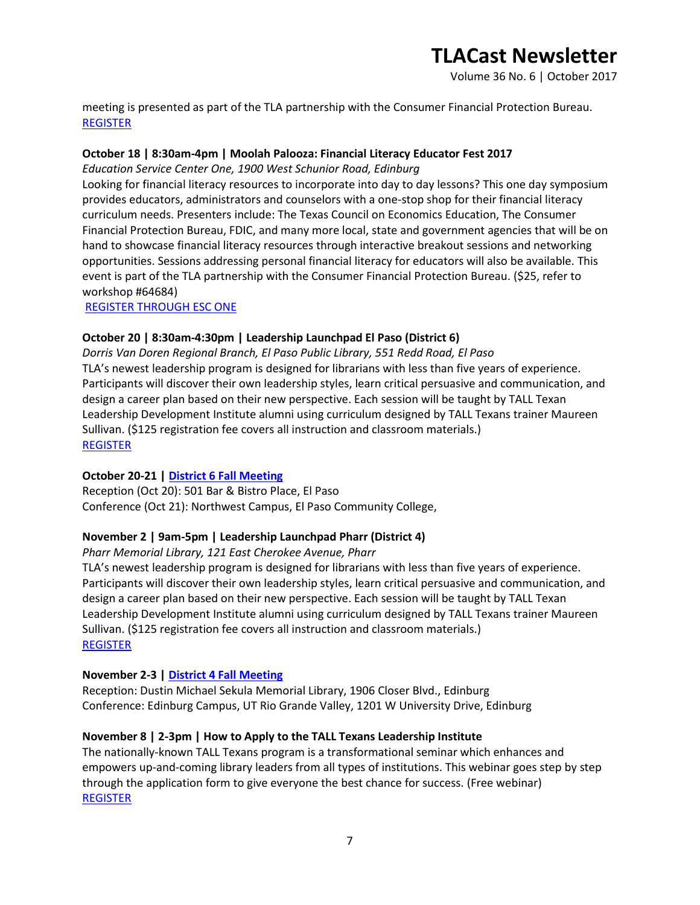meeting is presented as part of the TLA partnership with the Consumer Financial Protection Bureau.
[REGISTER]

**October 18 | 8:30am-4pm | Moolah Palooza: Financial Literacy Educator Fest 2017**

*Education Service Center One, 1900 West Schunior Road, Edinburg*

Looking for financial literacy resources to incorporate into day to day lessons? This one day symposium provides educators, administrators and counselors with a one-stop shop for their financial literacy curriculum needs. Presenters include: The Texas Council on Economics Education, The Consumer Financial Protection Bureau, FDIC, and many more local, state and government agencies that will be on hand to showcase financial literacy resources through interactive breakout sessions and networking opportunities. Sessions addressing personal financial literacy for educators will also be available. This event is part of the TLA partnership with the Consumer Financial Protection Bureau. ($25, refer to workshop #64684)

[REGISTER THROUGH ESC ONE]

**October 20 | 8:30am-4:30pm | Leadership Launchpad El Paso (District 6)**

*Dorris Van Doren Regional Branch, El Paso Public Library, 551 Redd Road, El Paso*

TLA's newest leadership program is designed for librarians with less than five years of experience. Participants will discover their own leadership styles, learn critical persuasive and communication, and design a career plan based on their new perspective. Each session will be taught by TALL Texan Leadership Development Institute alumni using curriculum designed by TALL Texans trainer Maureen Sullivan. ($125 registration fee covers all instruction and classroom materials.)

[REGISTER]

**October 20-21 | [District 6 Fall Meeting]**

Reception (Oct 20): 501 Bar & Bistro Place, El Paso
Conference (Oct 21): Northwest Campus, El Paso Community College,

**November 2 | 9am-5pm | Leadership Launchpad Pharr (District 4)**

*Pharr Memorial Library, 121 East Cherokee Avenue, Pharr*

TLA's newest leadership program is designed for librarians with less than five years of experience. Participants will discover their own leadership styles, learn critical persuasive and communication, and design a career plan based on their new perspective. Each session will be taught by TALL Texan Leadership Development Institute alumni using curriculum designed by TALL Texans trainer Maureen Sullivan. ($125 registration fee covers all instruction and classroom materials.)

[REGISTER]

**November 2-3 | [District 4 Fall Meeting]**

Reception: Dustin Michael Sekula Memorial Library, 1906 Closer Blvd., Edinburg
Conference: Edinburg Campus, UT Rio Grande Valley, 1201 W University Drive, Edinburg

**November 8 | 2-3pm | How to Apply to the TALL Texans Leadership Institute**

The nationally-known TALL Texans program is a transformational seminar which enhances and empowers up-and-coming library leaders from all types of institutions. This webinar goes step by step through the application form to give everyone the best chance for success. (Free webinar)

[REGISTER]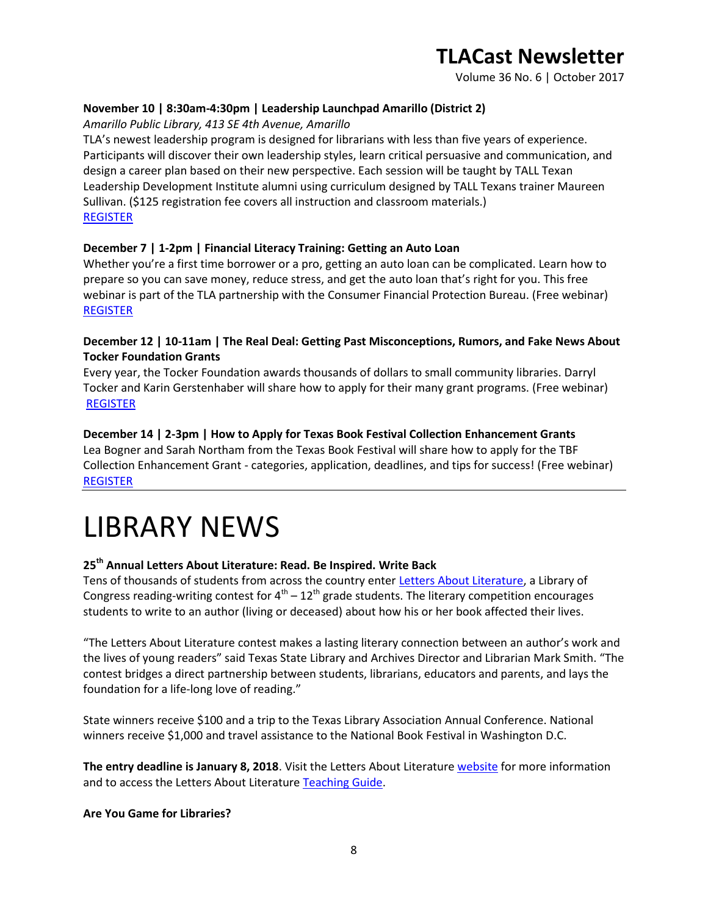**November 10 | 8:30am-4:30pm | Leadership Launchpad Amarillo (District 2)**

*Amarillo Public Library, 413 SE 4th Avenue, Amarillo*

TLA's newest leadership program is designed for librarians with less than five years of experience. Participants will discover their own leadership styles, learn critical persuasive and communication, and design a career plan based on their new perspective. Each session will be taught by TALL Texan Leadership Development Institute alumni using curriculum designed by TALL Texans trainer Maureen Sullivan. ($125 registration fee covers all instruction and classroom materials.)

REGISTER

**December 7 | 1-2pm | Financial Literacy Training: Getting an Auto Loan**

Whether you're a first time borrower or a pro, getting an auto loan can be complicated. Learn how to prepare so you can save money, reduce stress, and get the auto loan that's right for you. This free webinar is part of the TLA partnership with the Consumer Financial Protection Bureau. (Free webinar)

REGISTER

**December 12 | 10-11am | The Real Deal: Getting Past Misconceptions, Rumors, and Fake News About Tocker Foundation Grants**

Every year, the Tocker Foundation awards thousands of dollars to small community libraries. Darryl Tocker and Karin Gerstenhaber will share how to apply for their many grant programs. (Free webinar)

REGISTER

**December 14 | 2-3pm | How to Apply for Texas Book Festival Collection Enhancement Grants**

Lea Bogner and Sarah Northam from the Texas Book Festival will share how to apply for the TBF Collection Enhancement Grant - categories, application, deadlines, and tips for success! (Free webinar)

REGISTER

---

# LIBRARY NEWS

**25th Annual Letters About Literature: Read. Be Inspired. Write Back**

Tens of thousands of students from across the country enter Letters About Literature, a Library of Congress reading-writing contest for 4th – 12th grade students. The literary competition encourages students to write to an author (living or deceased) about how his or her book affected their lives.

"The Letters About Literature contest makes a lasting literary connection between an author's work and the lives of young readers" said Texas State Library and Archives Director and Librarian Mark Smith. "The contest bridges a direct partnership between students, librarians, educators and parents, and lays the foundation for a life-long love of reading."

State winners receive $100 and a trip to the Texas Library Association Annual Conference. National winners receive $1,000 and travel assistance to the National Book Festival in Washington D.C.

**The entry deadline is January 8, 2018**. Visit the Letters About Literature website for more information and to access the Letters About Literature Teaching Guide.

**Are You Game for Libraries?**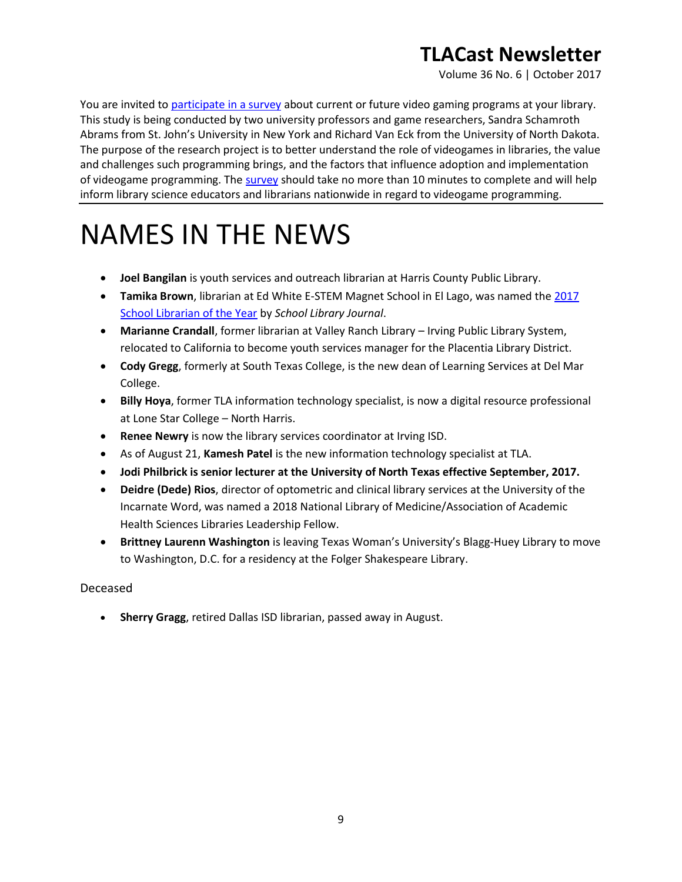You are invited to [participate in a survey](#) about current or future video gaming programs at your library. This study is being conducted by two university professors and game researchers, Sandra Schamroth Abrams from St. John's University in New York and Richard Van Eck from the University of North Dakota. The purpose of the research project is to better understand the role of videogames in libraries, the value and challenges such programming brings, and the factors that influence adoption and implementation of videogame programming. The [survey](#) should take no more than 10 minutes to complete and will help inform library science educators and librarians nationwide in regard to videogame programming.

---

# NAMES IN THE NEWS

- **Joel Bangilan** is youth services and outreach librarian at Harris County Public Library.
- **Tamika Brown**, librarian at Ed White E-STEM Magnet School in El Lago, was named the [2017 School Librarian of the Year](#) by *School Library Journal*.
- **Marianne Crandall**, former librarian at Valley Ranch Library – Irving Public Library System, relocated to California to become youth services manager for the Placentia Library District.
- **Cody Gregg**, formerly at South Texas College, is the new dean of Learning Services at Del Mar College.
- **Billy Hoya**, former TLA information technology specialist, is now a digital resource professional at Lone Star College – North Harris.
- **Renee Newry** is now the library services coordinator at Irving ISD.
- As of August 21, **Kamesh Patel** is the new information technology specialist at TLA.
- **Jodi Philbrick is senior lecturer at the University of North Texas effective September, 2017.**
- **Deidre (Dede) Rios**, director of optometric and clinical library services at the University of the Incarnate Word, was named a 2018 National Library of Medicine/Association of Academic Health Sciences Libraries Leadership Fellow.
- **Brittney Laurenn Washington** is leaving Texas Woman's University's Blagg-Huey Library to move to Washington, D.C. for a residency at the Folger Shakespeare Library.

Deceased

- **Sherry Gragg**, retired Dallas ISD librarian, passed away in August.